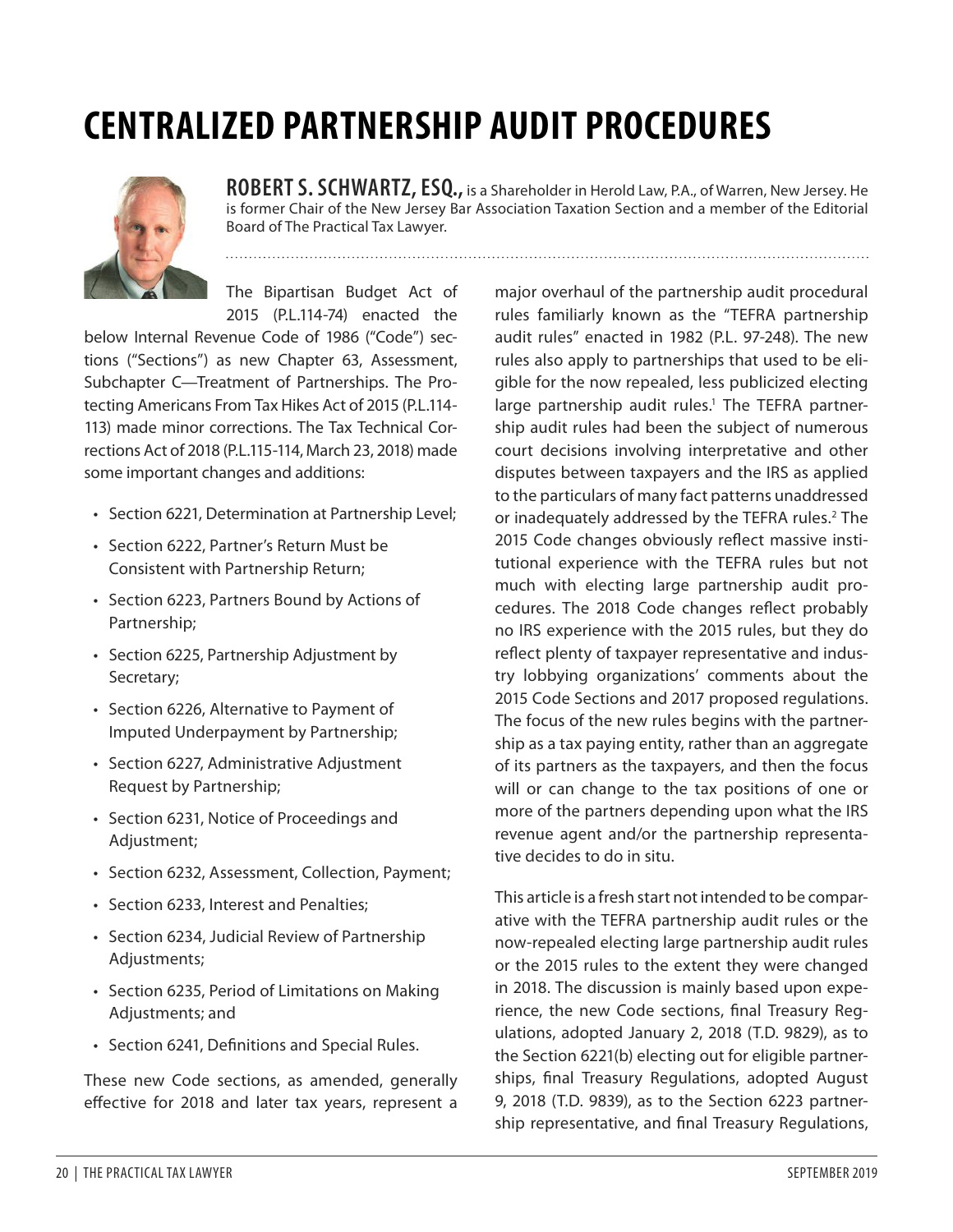# CENTRALIZED PARTNERSHIP AUDIT PROCEDURES

**ROBERT S. SCHWARTZ, ESQ.,** is a Shareholder in Herold Law, P.A., of Warren, New Jersey. He is former Chair of the New Jersey Bar Association Taxation Section and a member of the Editorial Board of The Practical Tax Lawyer.

The Bipartisan Budget Act of 2015 (P.L.114-74) enacted the below Internal Revenue Code of 1986 ("Code") sections ("Sections") as new Chapter 63, Assessment, Subchapter C—Treatment of Partnerships. The Protecting Americans From Tax Hikes Act of 2015 (P.L.114-113) made minor corrections. The Tax Technical Corrections Act of 2018 (P.L.115-114, March 23, 2018) made some important changes and additions:

- Section 6221, Determination at Partnership Level;
- Section 6222, Partner's Return Must be Consistent with Partnership Return;
- Section 6223, Partners Bound by Actions of Partnership;
- Section 6225, Partnership Adjustment by Secretary;
- Section 6226, Alternative to Payment of Imputed Underpayment by Partnership;
- Section 6227, Administrative Adjustment Request by Partnership;
- Section 6231, Notice of Proceedings and Adjustment;
- Section 6232, Assessment, Collection, Payment;
- Section 6233, Interest and Penalties;
- Section 6234, Judicial Review of Partnership Adjustments;
- Section 6235, Period of Limitations on Making Adjustments; and
- Section 6241, Definitions and Special Rules.

These new Code sections, as amended, generally effective for 2018 and later tax years, represent a major overhaul of the partnership audit procedural rules familiarly known as the "TEFRA partnership audit rules" enacted in 1982 (P.L. 97-248). The new rules also apply to partnerships that used to be eligible for the now repealed, less publicized electing large partnership audit rules.[1] The TEFRA partnership audit rules had been the subject of numerous court decisions involving interpretative and other disputes between taxpayers and the IRS as applied to the particulars of many fact patterns unaddressed or inadequately addressed by the TEFRA rules.[2] The 2015 Code changes obviously reflect massive institutional experience with the TEFRA rules but not much with electing large partnership audit procedures. The 2018 Code changes reflect probably no IRS experience with the 2015 rules, but they do reflect plenty of taxpayer representative and industry lobbying organizations' comments about the 2015 Code Sections and 2017 proposed regulations. The focus of the new rules begins with the partnership as a tax paying entity, rather than an aggregate of its partners as the taxpayers, and then the focus will or can change to the tax positions of one or more of the partners depending upon what the IRS revenue agent and/or the partnership representative decides to do in situ.

This article is a fresh start not intended to be comparative with the TEFRA partnership audit rules or the now-repealed electing large partnership audit rules or the 2015 rules to the extent they were changed in 2018. The discussion is mainly based upon experience, the new Code sections, final Treasury Regulations, adopted January 2, 2018 (T.D. 9829), as to the Section 6221(b) electing out for eligible partnerships, final Treasury Regulations, adopted August 9, 2018 (T.D. 9839), as to the Section 6223 partnership representative, and final Treasury Regulations,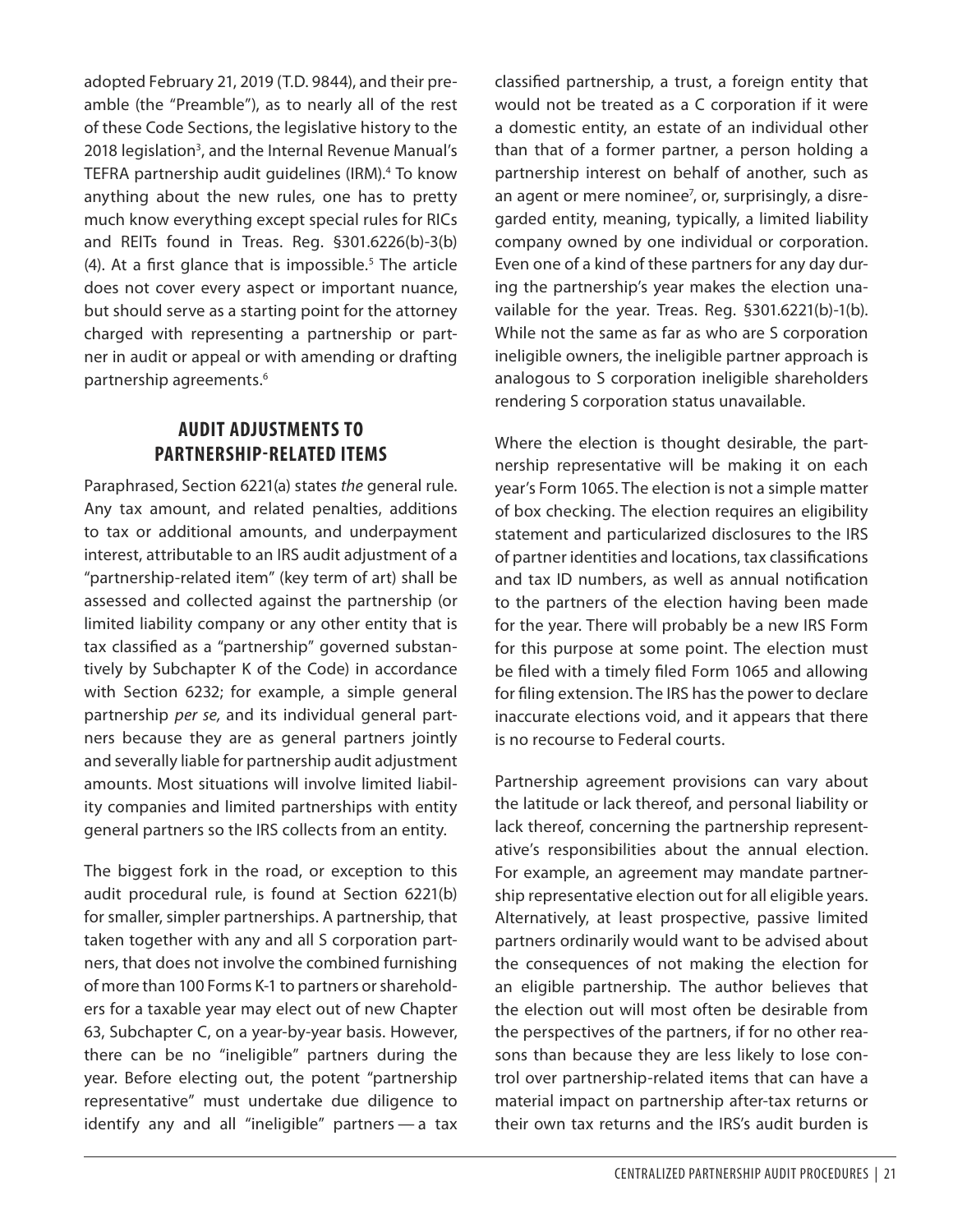adopted February 21, 2019 (T.D. 9844), and their preamble (the "Preamble"), as to nearly all of the rest of these Code Sections, the legislative history to the 2018 legislation[3], and the Internal Revenue Manual's TEFRA partnership audit guidelines (IRM).[4] To know anything about the new rules, one has to pretty much know everything except special rules for RICs and REITs found in Treas. Reg. §301.6226(b)-3(b)(4). At a first glance that is impossible.[5] The article does not cover every aspect or important nuance, but should serve as a starting point for the attorney charged with representing a partnership or partner in audit or appeal or with amending or drafting partnership agreements.[6]

## AUDIT ADJUSTMENTS TO PARTNERSHIP-RELATED ITEMS

Paraphrased, Section 6221(a) states *the* general rule. Any tax amount, and related penalties, additions to tax or additional amounts, and underpayment interest, attributable to an IRS audit adjustment of a "partnership-related item" (key term of art) shall be assessed and collected against the partnership (or limited liability company or any other entity that is tax classified as a "partnership" governed substantively by Subchapter K of the Code) in accordance with Section 6232; for example, a simple general partnership *per se,* and its individual general partners because they are as general partners jointly and severally liable for partnership audit adjustment amounts. Most situations will involve limited liability companies and limited partnerships with entity general partners so the IRS collects from an entity.

The biggest fork in the road, or exception to this audit procedural rule, is found at Section 6221(b) for smaller, simpler partnerships. A partnership, that taken together with any and all S corporation partners, that does not involve the combined furnishing of more than 100 Forms K-1 to partners or shareholders for a taxable year may elect out of new Chapter 63, Subchapter C, on a year-by-year basis. However, there can be no "ineligible" partners during the year. Before electing out, the potent "partnership representative" must undertake due diligence to identify any and all "ineligible" partners — a tax classified partnership, a trust, a foreign entity that would not be treated as a C corporation if it were a domestic entity, an estate of an individual other than that of a former partner, a person holding a partnership interest on behalf of another, such as an agent or mere nominee[7], or, surprisingly, a disregarded entity, meaning, typically, a limited liability company owned by one individual or corporation. Even one of a kind of these partners for any day during the partnership's year makes the election unavailable for the year. Treas. Reg. §301.6221(b)-1(b). While not the same as far as who are S corporation ineligible owners, the ineligible partner approach is analogous to S corporation ineligible shareholders rendering S corporation status unavailable.

Where the election is thought desirable, the partnership representative will be making it on each year's Form 1065. The election is not a simple matter of box checking. The election requires an eligibility statement and particularized disclosures to the IRS of partner identities and locations, tax classifications and tax ID numbers, as well as annual notification to the partners of the election having been made for the year. There will probably be a new IRS Form for this purpose at some point. The election must be filed with a timely filed Form 1065 and allowing for filing extension. The IRS has the power to declare inaccurate elections void, and it appears that there is no recourse to Federal courts.

Partnership agreement provisions can vary about the latitude or lack thereof, and personal liability or lack thereof, concerning the partnership representative's responsibilities about the annual election. For example, an agreement may mandate partnership representative election out for all eligible years. Alternatively, at least prospective, passive limited partners ordinarily would want to be advised about the consequences of not making the election for an eligible partnership. The author believes that the election out will most often be desirable from the perspectives of the partners, if for no other reasons than because they are less likely to lose control over partnership-related items that can have a material impact on partnership after-tax returns or their own tax returns and the IRS's audit burden is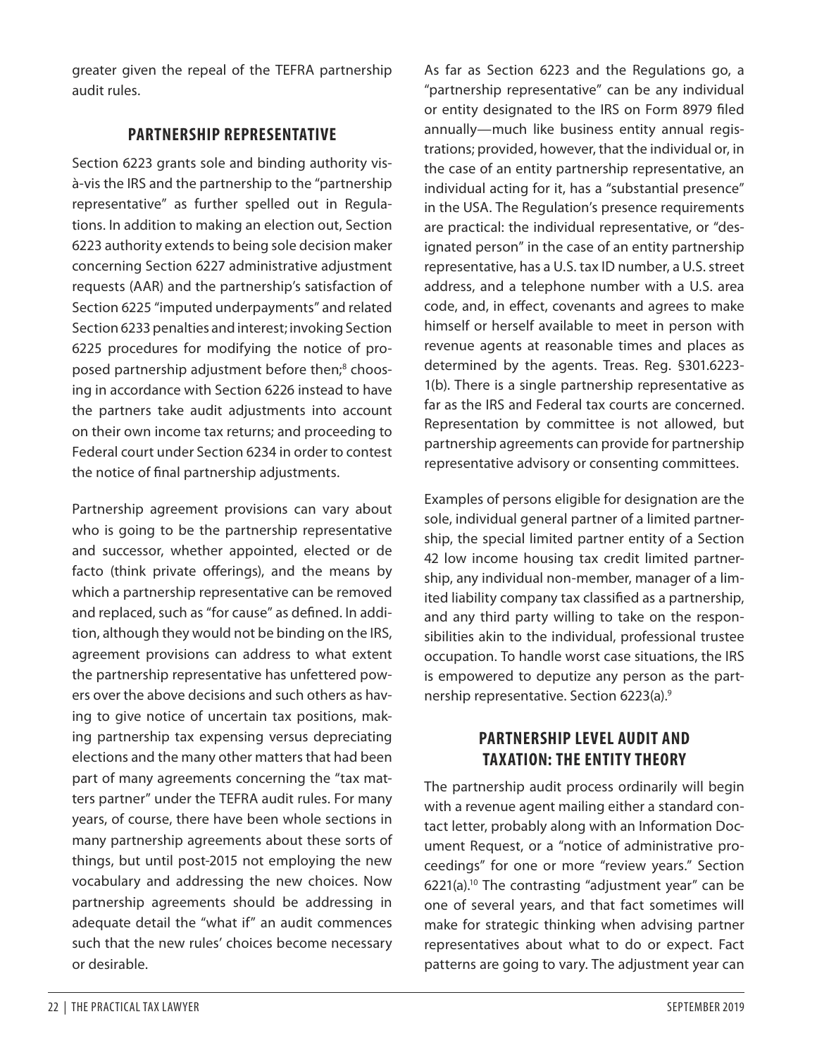greater given the repeal of the TEFRA partnership audit rules.

## PARTNERSHIP REPRESENTATIVE

Section 6223 grants sole and binding authority vis-à-vis the IRS and the partnership to the "partnership representative" as further spelled out in Regulations. In addition to making an election out, Section 6223 authority extends to being sole decision maker concerning Section 6227 administrative adjustment requests (AAR) and the partnership's satisfaction of Section 6225 "imputed underpayments" and related Section 6233 penalties and interest; invoking Section 6225 procedures for modifying the notice of proposed partnership adjustment before then;[8] choosing in accordance with Section 6226 instead to have the partners take audit adjustments into account on their own income tax returns; and proceeding to Federal court under Section 6234 in order to contest the notice of final partnership adjustments.

Partnership agreement provisions can vary about who is going to be the partnership representative and successor, whether appointed, elected or de facto (think private offerings), and the means by which a partnership representative can be removed and replaced, such as "for cause" as defined. In addition, although they would not be binding on the IRS, agreement provisions can address to what extent the partnership representative has unfettered powers over the above decisions and such others as having to give notice of uncertain tax positions, making partnership tax expensing versus depreciating elections and the many other matters that had been part of many agreements concerning the "tax matters partner" under the TEFRA audit rules. For many years, of course, there have been whole sections in many partnership agreements about these sorts of things, but until post-2015 not employing the new vocabulary and addressing the new choices. Now partnership agreements should be addressing in adequate detail the "what if" an audit commences such that the new rules' choices become necessary or desirable.

As far as Section 6223 and the Regulations go, a "partnership representative" can be any individual or entity designated to the IRS on Form 8979 filed annually—much like business entity annual registrations; provided, however, that the individual or, in the case of an entity partnership representative, an individual acting for it, has a "substantial presence" in the USA. The Regulation's presence requirements are practical: the individual representative, or "designated person" in the case of an entity partnership representative, has a U.S. tax ID number, a U.S. street address, and a telephone number with a U.S. area code, and, in effect, covenants and agrees to make himself or herself available to meet in person with revenue agents at reasonable times and places as determined by the agents. Treas. Reg. §301.6223-1(b). There is a single partnership representative as far as the IRS and Federal tax courts are concerned. Representation by committee is not allowed, but partnership agreements can provide for partnership representative advisory or consenting committees.

Examples of persons eligible for designation are the sole, individual general partner of a limited partnership, the special limited partner entity of a Section 42 low income housing tax credit limited partnership, any individual non-member, manager of a limited liability company tax classified as a partnership, and any third party willing to take on the responsibilities akin to the individual, professional trustee occupation. To handle worst case situations, the IRS is empowered to deputize any person as the partnership representative. Section 6223(a).[9]

## PARTNERSHIP LEVEL AUDIT AND TAXATION: THE ENTITY THEORY

The partnership audit process ordinarily will begin with a revenue agent mailing either a standard contact letter, probably along with an Information Document Request, or a "notice of administrative proceedings" for one or more "review years." Section 6221(a).[10] The contrasting "adjustment year" can be one of several years, and that fact sometimes will make for strategic thinking when advising partner representatives about what to do or expect. Fact patterns are going to vary. The adjustment year can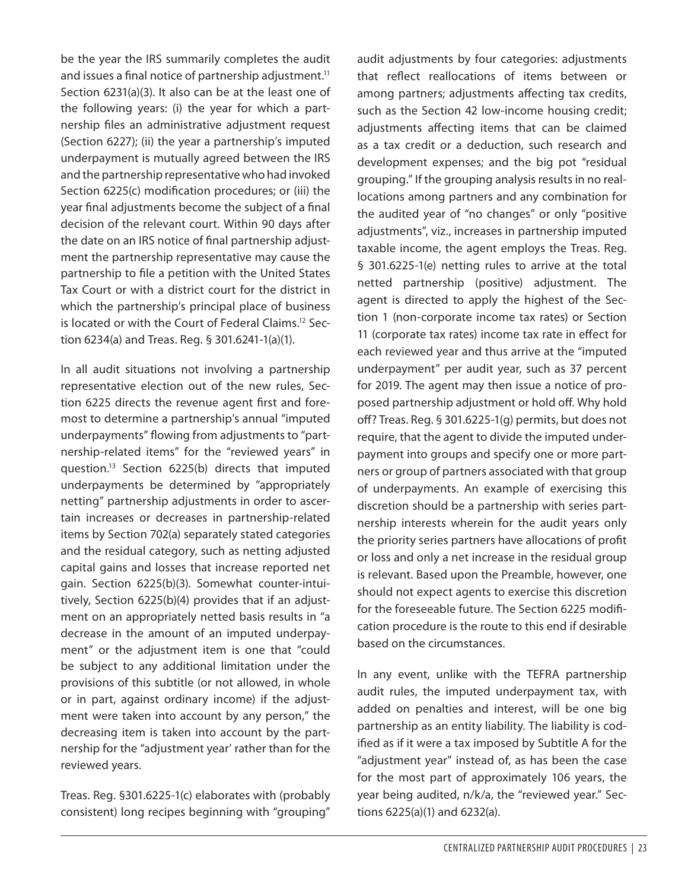be the year the IRS summarily completes the audit and issues a final notice of partnership adjustment.[11] Section 6231(a)(3). It also can be at the least one of the following years: (i) the year for which a partnership files an administrative adjustment request (Section 6227); (ii) the year a partnership's imputed underpayment is mutually agreed between the IRS and the partnership representative who had invoked Section 6225(c) modification procedures; or (iii) the year final adjustments become the subject of a final decision of the relevant court. Within 90 days after the date on an IRS notice of final partnership adjustment the partnership representative may cause the partnership to file a petition with the United States Tax Court or with a district court for the district in which the partnership's principal place of business is located or with the Court of Federal Claims.[12] Section 6234(a) and Treas. Reg. § 301.6241-1(a)(1).

In all audit situations not involving a partnership representative election out of the new rules, Section 6225 directs the revenue agent first and foremost to determine a partnership's annual "imputed underpayments" flowing from adjustments to "partnership-related items" for the "reviewed years" in question.[13] Section 6225(b) directs that imputed underpayments be determined by "appropriately netting" partnership adjustments in order to ascertain increases or decreases in partnership-related items by Section 702(a) separately stated categories and the residual category, such as netting adjusted capital gains and losses that increase reported net gain. Section 6225(b)(3). Somewhat counter-intuitively, Section 6225(b)(4) provides that if an adjustment on an appropriately netted basis results in "a decrease in the amount of an imputed underpayment" or the adjustment item is one that "could be subject to any additional limitation under the provisions of this subtitle (or not allowed, in whole or in part, against ordinary income) if the adjustment were taken into account by any person," the decreasing item is taken into account by the partnership for the "adjustment year' rather than for the reviewed years.

Treas. Reg. §301.6225-1(c) elaborates with (probably consistent) long recipes beginning with "grouping" audit adjustments by four categories: adjustments that reflect reallocations of items between or among partners; adjustments affecting tax credits, such as the Section 42 low-income housing credit; adjustments affecting items that can be claimed as a tax credit or a deduction, such research and development expenses; and the big pot "residual grouping." If the grouping analysis results in no reallocations among partners and any combination for the audited year of "no changes" or only "positive adjustments", viz., increases in partnership imputed taxable income, the agent employs the Treas. Reg. § 301.6225-1(e) netting rules to arrive at the total netted partnership (positive) adjustment. The agent is directed to apply the highest of the Section 1 (non-corporate income tax rates) or Section 11 (corporate tax rates) income tax rate in effect for each reviewed year and thus arrive at the "imputed underpayment" per audit year, such as 37 percent for 2019. The agent may then issue a notice of proposed partnership adjustment or hold off. Why hold off? Treas. Reg. § 301.6225-1(g) permits, but does not require, that the agent to divide the imputed underpayment into groups and specify one or more partners or group of partners associated with that group of underpayments. An example of exercising this discretion should be a partnership with series partnership interests wherein for the audit years only the priority series partners have allocations of profit or loss and only a net increase in the residual group is relevant. Based upon the Preamble, however, one should not expect agents to exercise this discretion for the foreseeable future. The Section 6225 modification procedure is the route to this end if desirable based on the circumstances.

In any event, unlike with the TEFRA partnership audit rules, the imputed underpayment tax, with added on penalties and interest, will be one big partnership as an entity liability. The liability is codified as if it were a tax imposed by Subtitle A for the "adjustment year" instead of, as has been the case for the most part of approximately 106 years, the year being audited, n/k/a, the "reviewed year." Sections 6225(a)(1) and 6232(a).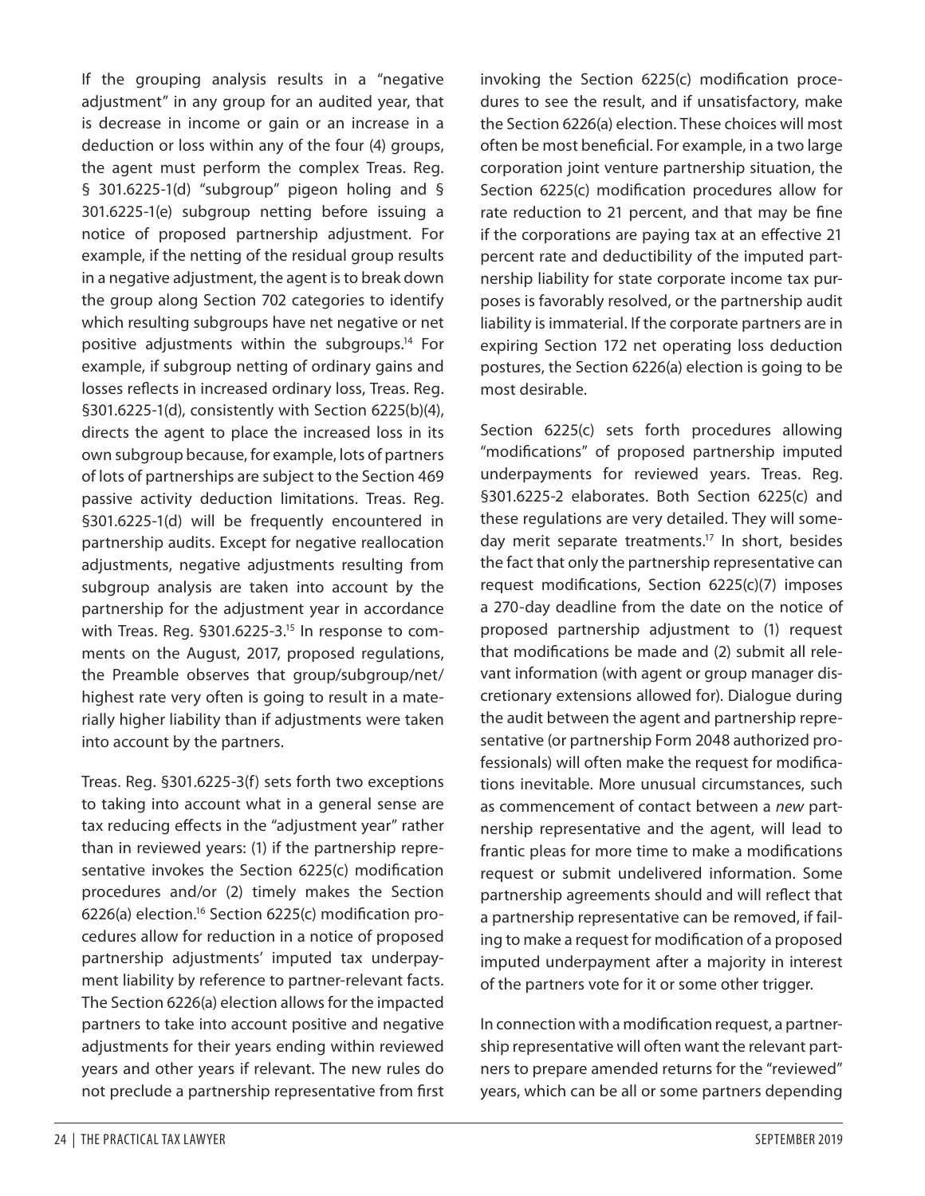If the grouping analysis results in a "negative adjustment" in any group for an audited year, that is decrease in income or gain or an increase in a deduction or loss within any of the four (4) groups, the agent must perform the complex Treas. Reg. § 301.6225-1(d) "subgroup" pigeon holing and § 301.6225-1(e) subgroup netting before issuing a notice of proposed partnership adjustment. For example, if the netting of the residual group results in a negative adjustment, the agent is to break down the group along Section 702 categories to identify which resulting subgroups have net negative or net positive adjustments within the subgroups.[14] For example, if subgroup netting of ordinary gains and losses reflects in increased ordinary loss, Treas. Reg. §301.6225-1(d), consistently with Section 6225(b)(4), directs the agent to place the increased loss in its own subgroup because, for example, lots of partners of lots of partnerships are subject to the Section 469 passive activity deduction limitations. Treas. Reg. §301.6225-1(d) will be frequently encountered in partnership audits. Except for negative reallocation adjustments, negative adjustments resulting from subgroup analysis are taken into account by the partnership for the adjustment year in accordance with Treas. Reg. §301.6225-3.[15] In response to comments on the August, 2017, proposed regulations, the Preamble observes that group/subgroup/net/highest rate very often is going to result in a materially higher liability than if adjustments were taken into account by the partners.

Treas. Reg. §301.6225-3(f) sets forth two exceptions to taking into account what in a general sense are tax reducing effects in the "adjustment year" rather than in reviewed years: (1) if the partnership representative invokes the Section 6225(c) modification procedures and/or (2) timely makes the Section 6226(a) election.[16] Section 6225(c) modification procedures allow for reduction in a notice of proposed partnership adjustments' imputed tax underpayment liability by reference to partner-relevant facts. The Section 6226(a) election allows for the impacted partners to take into account positive and negative adjustments for their years ending within reviewed years and other years if relevant. The new rules do not preclude a partnership representative from first invoking the Section 6225(c) modification procedures to see the result, and if unsatisfactory, make the Section 6226(a) election. These choices will most often be most beneficial. For example, in a two large corporation joint venture partnership situation, the Section 6225(c) modification procedures allow for rate reduction to 21 percent, and that may be fine if the corporations are paying tax at an effective 21 percent rate and deductibility of the imputed partnership liability for state corporate income tax purposes is favorably resolved, or the partnership audit liability is immaterial. If the corporate partners are in expiring Section 172 net operating loss deduction postures, the Section 6226(a) election is going to be most desirable.

Section 6225(c) sets forth procedures allowing "modifications" of proposed partnership imputed underpayments for reviewed years. Treas. Reg. §301.6225-2 elaborates. Both Section 6225(c) and these regulations are very detailed. They will someday merit separate treatments.[17] In short, besides the fact that only the partnership representative can request modifications, Section 6225(c)(7) imposes a 270-day deadline from the date on the notice of proposed partnership adjustment to (1) request that modifications be made and (2) submit all relevant information (with agent or group manager discretionary extensions allowed for). Dialogue during the audit between the agent and partnership representative (or partnership Form 2048 authorized professionals) will often make the request for modifications inevitable. More unusual circumstances, such as commencement of contact between a *new* partnership representative and the agent, will lead to frantic pleas for more time to make a modifications request or submit undelivered information. Some partnership agreements should and will reflect that a partnership representative can be removed, if failing to make a request for modification of a proposed imputed underpayment after a majority in interest of the partners vote for it or some other trigger.

In connection with a modification request, a partnership representative will often want the relevant partners to prepare amended returns for the "reviewed" years, which can be all or some partners depending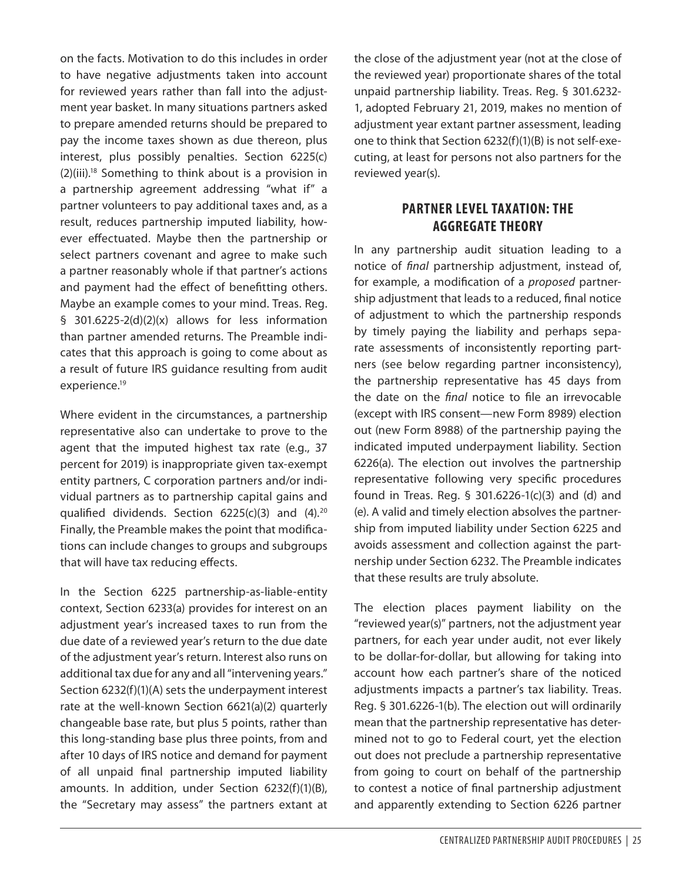on the facts. Motivation to do this includes in order to have negative adjustments taken into account for reviewed years rather than fall into the adjustment year basket. In many situations partners asked to prepare amended returns should be prepared to pay the income taxes shown as due thereon, plus interest, plus possibly penalties. Section 6225(c)(2)(iii).[18] Something to think about is a provision in a partnership agreement addressing "what if" a partner volunteers to pay additional taxes and, as a result, reduces partnership imputed liability, however effectuated. Maybe then the partnership or select partners covenant and agree to make such a partner reasonably whole if that partner's actions and payment had the effect of benefitting others. Maybe an example comes to your mind. Treas. Reg. § 301.6225-2(d)(2)(x) allows for less information than partner amended returns. The Preamble indicates that this approach is going to come about as a result of future IRS guidance resulting from audit experience.[19]

Where evident in the circumstances, a partnership representative also can undertake to prove to the agent that the imputed highest tax rate (e.g., 37 percent for 2019) is inappropriate given tax-exempt entity partners, C corporation partners and/or individual partners as to partnership capital gains and qualified dividends. Section 6225(c)(3) and (4).[20] Finally, the Preamble makes the point that modifications can include changes to groups and subgroups that will have tax reducing effects.

In the Section 6225 partnership-as-liable-entity context, Section 6233(a) provides for interest on an adjustment year's increased taxes to run from the due date of a reviewed year's return to the due date of the adjustment year's return. Interest also runs on additional tax due for any and all "intervening years." Section 6232(f)(1)(A) sets the underpayment interest rate at the well-known Section 6621(a)(2) quarterly changeable base rate, but plus 5 points, rather than this long-standing base plus three points, from and after 10 days of IRS notice and demand for payment of all unpaid final partnership imputed liability amounts. In addition, under Section 6232(f)(1)(B), the "Secretary may assess" the partners extant at the close of the adjustment year (not at the close of the reviewed year) proportionate shares of the total unpaid partnership liability. Treas. Reg. § 301.6232-1, adopted February 21, 2019, makes no mention of adjustment year extant partner assessment, leading one to think that Section 6232(f)(1)(B) is not self-executing, at least for persons not also partners for the reviewed year(s).

## PARTNER LEVEL TAXATION: THE AGGREGATE THEORY

In any partnership audit situation leading to a notice of *final* partnership adjustment, instead of, for example, a modification of a *proposed* partnership adjustment that leads to a reduced, final notice of adjustment to which the partnership responds by timely paying the liability and perhaps separate assessments of inconsistently reporting partners (see below regarding partner inconsistency), the partnership representative has 45 days from the date on the *final* notice to file an irrevocable (except with IRS consent—new Form 8989) election out (new Form 8988) of the partnership paying the indicated imputed underpayment liability. Section 6226(a). The election out involves the partnership representative following very specific procedures found in Treas. Reg. § 301.6226-1(c)(3) and (d) and (e). A valid and timely election absolves the partnership from imputed liability under Section 6225 and avoids assessment and collection against the partnership under Section 6232. The Preamble indicates that these results are truly absolute.

The election places payment liability on the "reviewed year(s)" partners, not the adjustment year partners, for each year under audit, not ever likely to be dollar-for-dollar, but allowing for taking into account how each partner's share of the noticed adjustments impacts a partner's tax liability. Treas. Reg. § 301.6226-1(b). The election out will ordinarily mean that the partnership representative has determined not to go to Federal court, yet the election out does not preclude a partnership representative from going to court on behalf of the partnership to contest a notice of final partnership adjustment and apparently extending to Section 6226 partner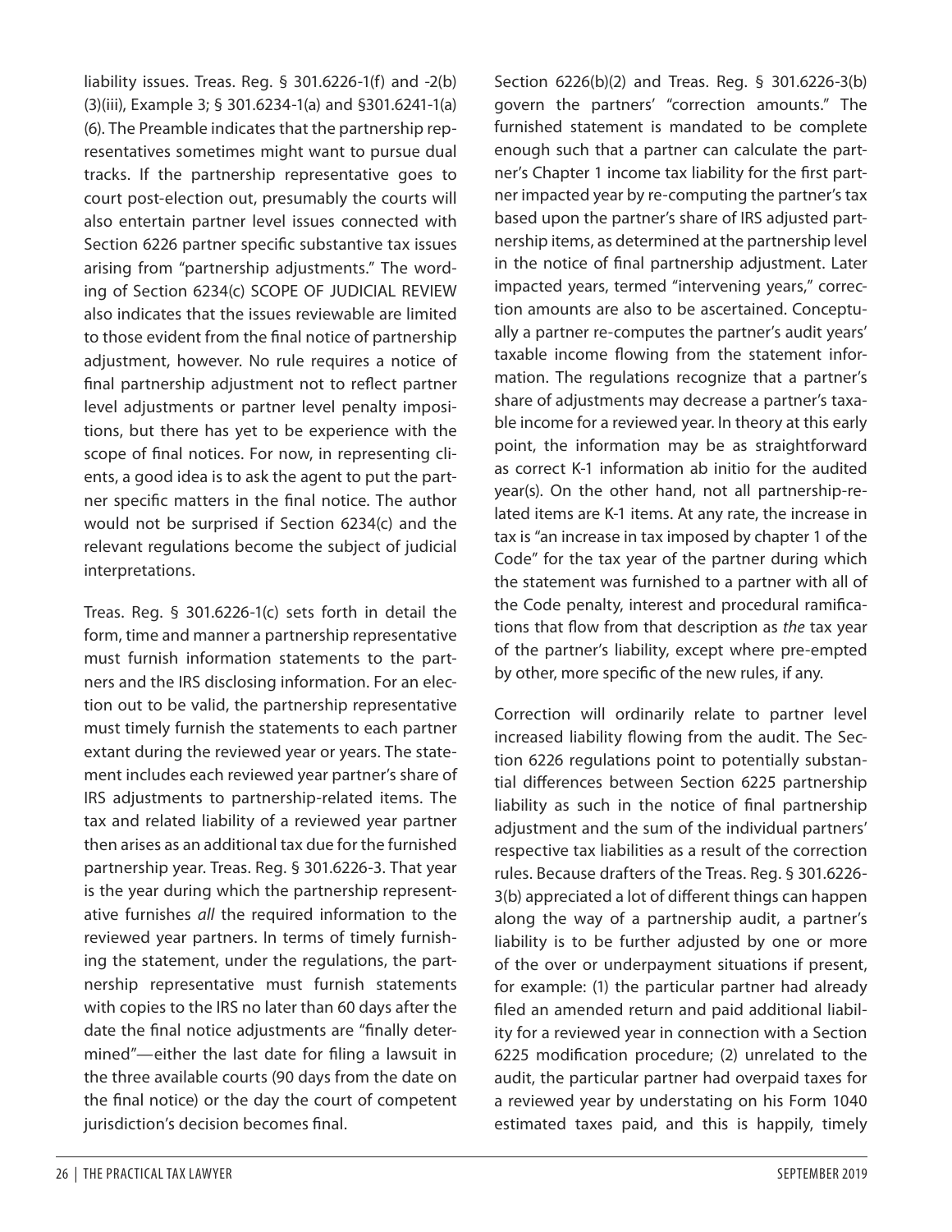liability issues. Treas. Reg. § 301.6226-1(f) and -2(b)(3)(iii), Example 3; § 301.6234-1(a) and §301.6241-1(a)(6). The Preamble indicates that the partnership representatives sometimes might want to pursue dual tracks. If the partnership representative goes to court post-election out, presumably the courts will also entertain partner level issues connected with Section 6226 partner specific substantive tax issues arising from "partnership adjustments." The wording of Section 6234(c) SCOPE OF JUDICIAL REVIEW also indicates that the issues reviewable are limited to those evident from the final notice of partnership adjustment, however. No rule requires a notice of final partnership adjustment not to reflect partner level adjustments or partner level penalty impositions, but there has yet to be experience with the scope of final notices. For now, in representing clients, a good idea is to ask the agent to put the partner specific matters in the final notice. The author would not be surprised if Section 6234(c) and the relevant regulations become the subject of judicial interpretations.

Treas. Reg. § 301.6226-1(c) sets forth in detail the form, time and manner a partnership representative must furnish information statements to the partners and the IRS disclosing information. For an election out to be valid, the partnership representative must timely furnish the statements to each partner extant during the reviewed year or years. The statement includes each reviewed year partner's share of IRS adjustments to partnership-related items. The tax and related liability of a reviewed year partner then arises as an additional tax due for the furnished partnership year. Treas. Reg. § 301.6226-3. That year is the year during which the partnership representative furnishes *all* the required information to the reviewed year partners. In terms of timely furnishing the statement, under the regulations, the partnership representative must furnish statements with copies to the IRS no later than 60 days after the date the final notice adjustments are "finally determined"—either the last date for filing a lawsuit in the three available courts (90 days from the date on the final notice) or the day the court of competent jurisdiction's decision becomes final.

Section 6226(b)(2) and Treas. Reg. § 301.6226-3(b) govern the partners' "correction amounts." The furnished statement is mandated to be complete enough such that a partner can calculate the partner's Chapter 1 income tax liability for the first partner impacted year by re-computing the partner's tax based upon the partner's share of IRS adjusted partnership items, as determined at the partnership level in the notice of final partnership adjustment. Later impacted years, termed "intervening years," correction amounts are also to be ascertained. Conceptually a partner re-computes the partner's audit years' taxable income flowing from the statement information. The regulations recognize that a partner's share of adjustments may decrease a partner's taxable income for a reviewed year. In theory at this early point, the information may be as straightforward as correct K-1 information ab initio for the audited year(s). On the other hand, not all partnership-related items are K-1 items. At any rate, the increase in tax is "an increase in tax imposed by chapter 1 of the Code" for the tax year of the partner during which the statement was furnished to a partner with all of the Code penalty, interest and procedural ramifications that flow from that description as *the* tax year of the partner's liability, except where pre-empted by other, more specific of the new rules, if any.

Correction will ordinarily relate to partner level increased liability flowing from the audit. The Section 6226 regulations point to potentially substantial differences between Section 6225 partnership liability as such in the notice of final partnership adjustment and the sum of the individual partners' respective tax liabilities as a result of the correction rules. Because drafters of the Treas. Reg. § 301.6226-3(b) appreciated a lot of different things can happen along the way of a partnership audit, a partner's liability is to be further adjusted by one or more of the over or underpayment situations if present, for example: (1) the particular partner had already filed an amended return and paid additional liability for a reviewed year in connection with a Section 6225 modification procedure; (2) unrelated to the audit, the particular partner had overpaid taxes for a reviewed year by understating on his Form 1040 estimated taxes paid, and this is happily, timely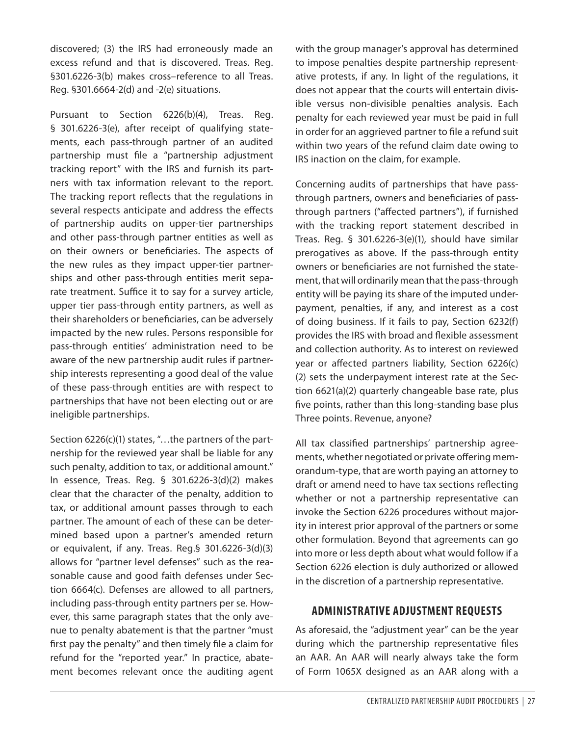discovered; (3) the IRS had erroneously made an excess refund and that is discovered. Treas. Reg. §301.6226-3(b) makes cross–reference to all Treas. Reg. §301.6664-2(d) and -2(e) situations.

Pursuant to Section 6226(b)(4), Treas. Reg. § 301.6226-3(e), after receipt of qualifying statements, each pass-through partner of an audited partnership must file a "partnership adjustment tracking report" with the IRS and furnish its partners with tax information relevant to the report. The tracking report reflects that the regulations in several respects anticipate and address the effects of partnership audits on upper-tier partnerships and other pass-through partner entities as well as on their owners or beneficiaries. The aspects of the new rules as they impact upper-tier partnerships and other pass-through entities merit separate treatment. Suffice it to say for a survey article, upper tier pass-through entity partners, as well as their shareholders or beneficiaries, can be adversely impacted by the new rules. Persons responsible for pass-through entities' administration need to be aware of the new partnership audit rules if partnership interests representing a good deal of the value of these pass-through entities are with respect to partnerships that have not been electing out or are ineligible partnerships.

Section 6226(c)(1) states, "…the partners of the partnership for the reviewed year shall be liable for any such penalty, addition to tax, or additional amount." In essence, Treas. Reg. § 301.6226-3(d)(2) makes clear that the character of the penalty, addition to tax, or additional amount passes through to each partner. The amount of each of these can be determined based upon a partner's amended return or equivalent, if any. Treas. Reg.§ 301.6226-3(d)(3) allows for "partner level defenses" such as the reasonable cause and good faith defenses under Section 6664(c). Defenses are allowed to all partners, including pass-through entity partners per se. However, this same paragraph states that the only avenue to penalty abatement is that the partner "must first pay the penalty" and then timely file a claim for refund for the "reported year." In practice, abatement becomes relevant once the auditing agent with the group manager's approval has determined to impose penalties despite partnership representative protests, if any. In light of the regulations, it does not appear that the courts will entertain divisible versus non-divisible penalties analysis. Each penalty for each reviewed year must be paid in full in order for an aggrieved partner to file a refund suit within two years of the refund claim date owing to IRS inaction on the claim, for example.

Concerning audits of partnerships that have pass-through partners, owners and beneficiaries of pass-through partners ("affected partners"), if furnished with the tracking report statement described in Treas. Reg. § 301.6226-3(e)(1), should have similar prerogatives as above. If the pass-through entity owners or beneficiaries are not furnished the statement, that will ordinarily mean that the pass-through entity will be paying its share of the imputed underpayment, penalties, if any, and interest as a cost of doing business. If it fails to pay, Section 6232(f) provides the IRS with broad and flexible assessment and collection authority. As to interest on reviewed year or affected partners liability, Section 6226(c)(2) sets the underpayment interest rate at the Section 6621(a)(2) quarterly changeable base rate, plus five points, rather than this long-standing base plus Three points. Revenue, anyone?

All tax classified partnerships' partnership agreements, whether negotiated or private offering memorandum-type, that are worth paying an attorney to draft or amend need to have tax sections reflecting whether or not a partnership representative can invoke the Section 6226 procedures without majority in interest prior approval of the partners or some other formulation. Beyond that agreements can go into more or less depth about what would follow if a Section 6226 election is duly authorized or allowed in the discretion of a partnership representative.

## ADMINISTRATIVE ADJUSTMENT REQUESTS

As aforesaid, the "adjustment year" can be the year during which the partnership representative files an AAR. An AAR will nearly always take the form of Form 1065X designed as an AAR along with a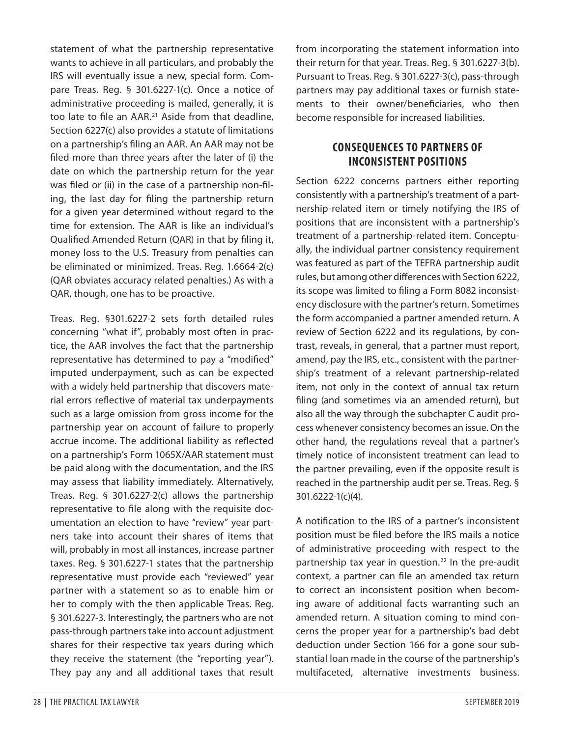statement of what the partnership representative wants to achieve in all particulars, and probably the IRS will eventually issue a new, special form. Compare Treas. Reg. § 301.6227-1(c). Once a notice of administrative proceeding is mailed, generally, it is too late to file an AAR.[21] Aside from that deadline, Section 6227(c) also provides a statute of limitations on a partnership's filing an AAR. An AAR may not be filed more than three years after the later of (i) the date on which the partnership return for the year was filed or (ii) in the case of a partnership non-filing, the last day for filing the partnership return for a given year determined without regard to the time for extension. The AAR is like an individual's Qualified Amended Return (QAR) in that by filing it, money loss to the U.S. Treasury from penalties can be eliminated or minimized. Treas. Reg. 1.6664-2(c) (QAR obviates accuracy related penalties.) As with a QAR, though, one has to be proactive.

Treas. Reg. §301.6227-2 sets forth detailed rules concerning "what if", probably most often in practice, the AAR involves the fact that the partnership representative has determined to pay a "modified" imputed underpayment, such as can be expected with a widely held partnership that discovers material errors reflective of material tax underpayments such as a large omission from gross income for the partnership year on account of failure to properly accrue income. The additional liability as reflected on a partnership's Form 1065X/AAR statement must be paid along with the documentation, and the IRS may assess that liability immediately. Alternatively, Treas. Reg. § 301.6227-2(c) allows the partnership representative to file along with the requisite documentation an election to have "review" year partners take into account their shares of items that will, probably in most all instances, increase partner taxes. Reg. § 301.6227-1 states that the partnership representative must provide each "reviewed" year partner with a statement so as to enable him or her to comply with the then applicable Treas. Reg. § 301.6227-3. Interestingly, the partners who are not pass-through partners take into account adjustment shares for their respective tax years during which they receive the statement (the "reporting year"). They pay any and all additional taxes that result from incorporating the statement information into their return for that year. Treas. Reg. § 301.6227-3(b). Pursuant to Treas. Reg. § 301.6227-3(c), pass-through partners may pay additional taxes or furnish statements to their owner/beneficiaries, who then become responsible for increased liabilities.

## CONSEQUENCES TO PARTNERS OF INCONSISTENT POSITIONS

Section 6222 concerns partners either reporting consistently with a partnership's treatment of a partnership-related item or timely notifying the IRS of positions that are inconsistent with a partnership's treatment of a partnership-related item. Conceptually, the individual partner consistency requirement was featured as part of the TEFRA partnership audit rules, but among other differences with Section 6222, its scope was limited to filing a Form 8082 inconsistency disclosure with the partner's return. Sometimes the form accompanied a partner amended return. A review of Section 6222 and its regulations, by contrast, reveals, in general, that a partner must report, amend, pay the IRS, etc., consistent with the partnership's treatment of a relevant partnership-related item, not only in the context of annual tax return filing (and sometimes via an amended return), but also all the way through the subchapter C audit process whenever consistency becomes an issue. On the other hand, the regulations reveal that a partner's timely notice of inconsistent treatment can lead to the partner prevailing, even if the opposite result is reached in the partnership audit per se. Treas. Reg. § 301.6222-1(c)(4).

A notification to the IRS of a partner's inconsistent position must be filed before the IRS mails a notice of administrative proceeding with respect to the partnership tax year in question.[22] In the pre-audit context, a partner can file an amended tax return to correct an inconsistent position when becoming aware of additional facts warranting such an amended return. A situation coming to mind concerns the proper year for a partnership's bad debt deduction under Section 166 for a gone sour substantial loan made in the course of the partnership's multifaceted, alternative investments business.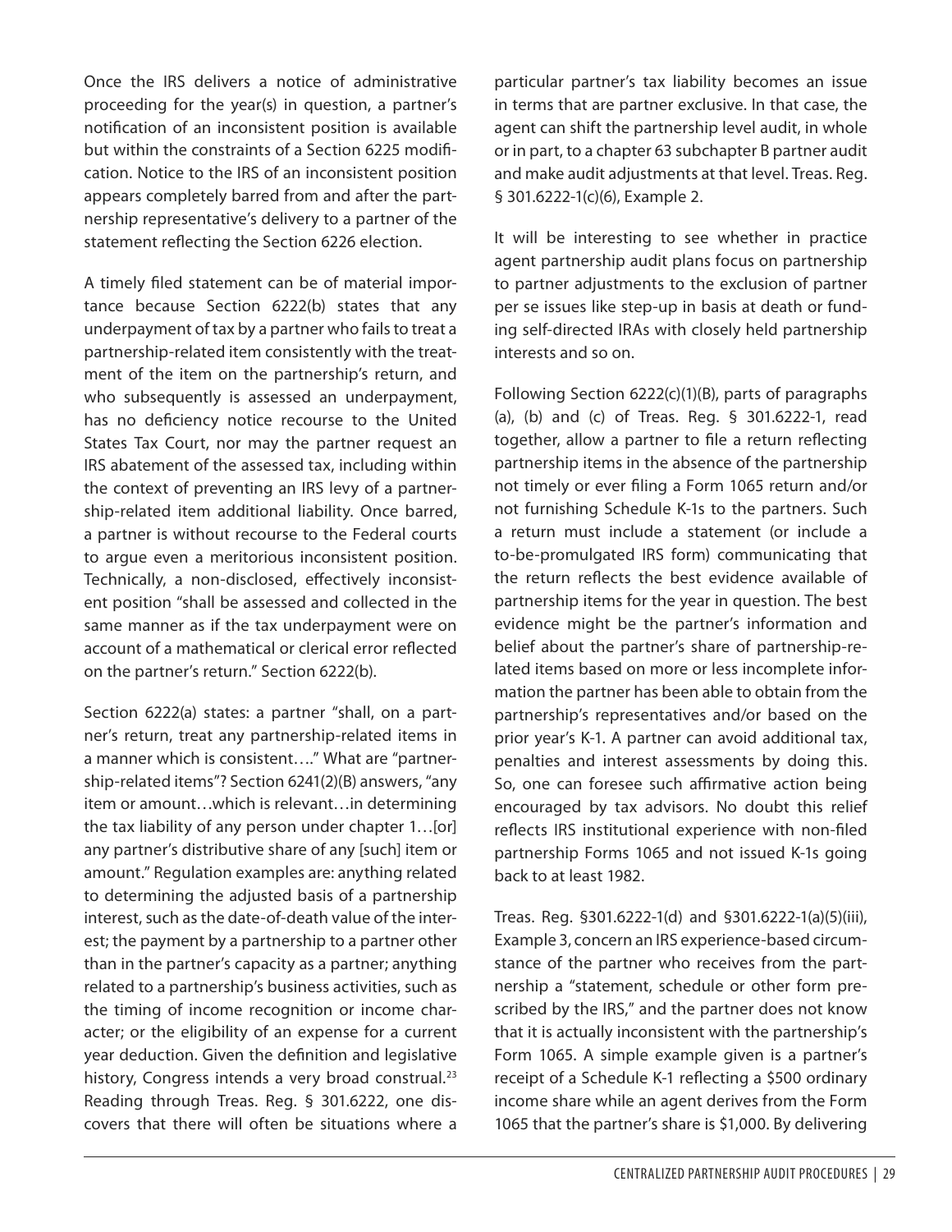Once the IRS delivers a notice of administrative proceeding for the year(s) in question, a partner's notification of an inconsistent position is available but within the constraints of a Section 6225 modification. Notice to the IRS of an inconsistent position appears completely barred from and after the partnership representative's delivery to a partner of the statement reflecting the Section 6226 election.

A timely filed statement can be of material importance because Section 6222(b) states that any underpayment of tax by a partner who fails to treat a partnership-related item consistently with the treatment of the item on the partnership's return, and who subsequently is assessed an underpayment, has no deficiency notice recourse to the United States Tax Court, nor may the partner request an IRS abatement of the assessed tax, including within the context of preventing an IRS levy of a partnership-related item additional liability. Once barred, a partner is without recourse to the Federal courts to argue even a meritorious inconsistent position. Technically, a non-disclosed, effectively inconsistent position "shall be assessed and collected in the same manner as if the tax underpayment were on account of a mathematical or clerical error reflected on the partner's return." Section 6222(b).

Section 6222(a) states: a partner "shall, on a partner's return, treat any partnership-related items in a manner which is consistent…." What are "partnership-related items"? Section 6241(2)(B) answers, "any item or amount…which is relevant…in determining the tax liability of any person under chapter 1…[or] any partner's distributive share of any [such] item or amount." Regulation examples are: anything related to determining the adjusted basis of a partnership interest, such as the date-of-death value of the interest; the payment by a partnership to a partner other than in the partner's capacity as a partner; anything related to a partnership's business activities, such as the timing of income recognition or income character; or the eligibility of an expense for a current year deduction. Given the definition and legislative history, Congress intends a very broad construal.[23] Reading through Treas. Reg. § 301.6222, one discovers that there will often be situations where a particular partner's tax liability becomes an issue in terms that are partner exclusive. In that case, the agent can shift the partnership level audit, in whole or in part, to a chapter 63 subchapter B partner audit and make audit adjustments at that level. Treas. Reg. § 301.6222-1(c)(6), Example 2.

It will be interesting to see whether in practice agent partnership audit plans focus on partnership to partner adjustments to the exclusion of partner per se issues like step-up in basis at death or funding self-directed IRAs with closely held partnership interests and so on.

Following Section 6222(c)(1)(B), parts of paragraphs (a), (b) and (c) of Treas. Reg. § 301.6222-1, read together, allow a partner to file a return reflecting partnership items in the absence of the partnership not timely or ever filing a Form 1065 return and/or not furnishing Schedule K-1s to the partners. Such a return must include a statement (or include a to-be-promulgated IRS form) communicating that the return reflects the best evidence available of partnership items for the year in question. The best evidence might be the partner's information and belief about the partner's share of partnership-related items based on more or less incomplete information the partner has been able to obtain from the partnership's representatives and/or based on the prior year's K-1. A partner can avoid additional tax, penalties and interest assessments by doing this. So, one can foresee such affirmative action being encouraged by tax advisors. No doubt this relief reflects IRS institutional experience with non-filed partnership Forms 1065 and not issued K-1s going back to at least 1982.

Treas. Reg. §301.6222-1(d) and §301.6222-1(a)(5)(iii), Example 3, concern an IRS experience-based circumstance of the partner who receives from the partnership a "statement, schedule or other form prescribed by the IRS," and the partner does not know that it is actually inconsistent with the partnership's Form 1065. A simple example given is a partner's receipt of a Schedule K-1 reflecting a $500 ordinary income share while an agent derives from the Form 1065 that the partner's share is $1,000. By delivering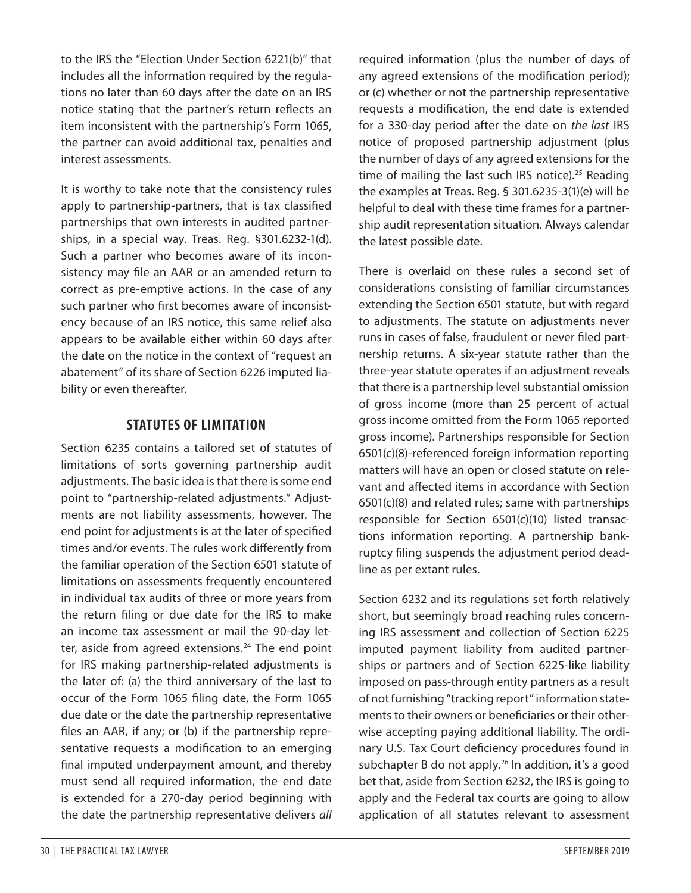to the IRS the "Election Under Section 6221(b)" that includes all the information required by the regulations no later than 60 days after the date on an IRS notice stating that the partner's return reflects an item inconsistent with the partnership's Form 1065, the partner can avoid additional tax, penalties and interest assessments.

It is worthy to take note that the consistency rules apply to partnership-partners, that is tax classified partnerships that own interests in audited partnerships, in a special way. Treas. Reg. §301.6232-1(d). Such a partner who becomes aware of its inconsistency may file an AAR or an amended return to correct as pre-emptive actions. In the case of any such partner who first becomes aware of inconsistency because of an IRS notice, this same relief also appears to be available either within 60 days after the date on the notice in the context of "request an abatement" of its share of Section 6226 imputed liability or even thereafter.

## STATUTES OF LIMITATION

Section 6235 contains a tailored set of statutes of limitations of sorts governing partnership audit adjustments. The basic idea is that there is some end point to "partnership-related adjustments." Adjustments are not liability assessments, however. The end point for adjustments is at the later of specified times and/or events. The rules work differently from the familiar operation of the Section 6501 statute of limitations on assessments frequently encountered in individual tax audits of three or more years from the return filing or due date for the IRS to make an income tax assessment or mail the 90-day letter, aside from agreed extensions.[24] The end point for IRS making partnership-related adjustments is the later of: (a) the third anniversary of the last to occur of the Form 1065 filing date, the Form 1065 due date or the date the partnership representative files an AAR, if any; or (b) if the partnership representative requests a modification to an emerging final imputed underpayment amount, and thereby must send all required information, the end date is extended for a 270-day period beginning with the date the partnership representative delivers *all* required information (plus the number of days of any agreed extensions of the modification period); or (c) whether or not the partnership representative requests a modification, the end date is extended for a 330-day period after the date on *the last* IRS notice of proposed partnership adjustment (plus the number of days of any agreed extensions for the time of mailing the last such IRS notice).[25] Reading the examples at Treas. Reg. § 301.6235-3(1)(e) will be helpful to deal with these time frames for a partnership audit representation situation. Always calendar the latest possible date.

There is overlaid on these rules a second set of considerations consisting of familiar circumstances extending the Section 6501 statute, but with regard to adjustments. The statute on adjustments never runs in cases of false, fraudulent or never filed partnership returns. A six-year statute rather than the three-year statute operates if an adjustment reveals that there is a partnership level substantial omission of gross income (more than 25 percent of actual gross income omitted from the Form 1065 reported gross income). Partnerships responsible for Section 6501(c)(8)-referenced foreign information reporting matters will have an open or closed statute on relevant and affected items in accordance with Section 6501(c)(8) and related rules; same with partnerships responsible for Section 6501(c)(10) listed transactions information reporting. A partnership bankruptcy filing suspends the adjustment period deadline as per extant rules.

Section 6232 and its regulations set forth relatively short, but seemingly broad reaching rules concerning IRS assessment and collection of Section 6225 imputed payment liability from audited partnerships or partners and of Section 6225-like liability imposed on pass-through entity partners as a result of not furnishing "tracking report" information statements to their owners or beneficiaries or their otherwise accepting paying additional liability. The ordinary U.S. Tax Court deficiency procedures found in subchapter B do not apply.[26] In addition, it's a good bet that, aside from Section 6232, the IRS is going to apply and the Federal tax courts are going to allow application of all statutes relevant to assessment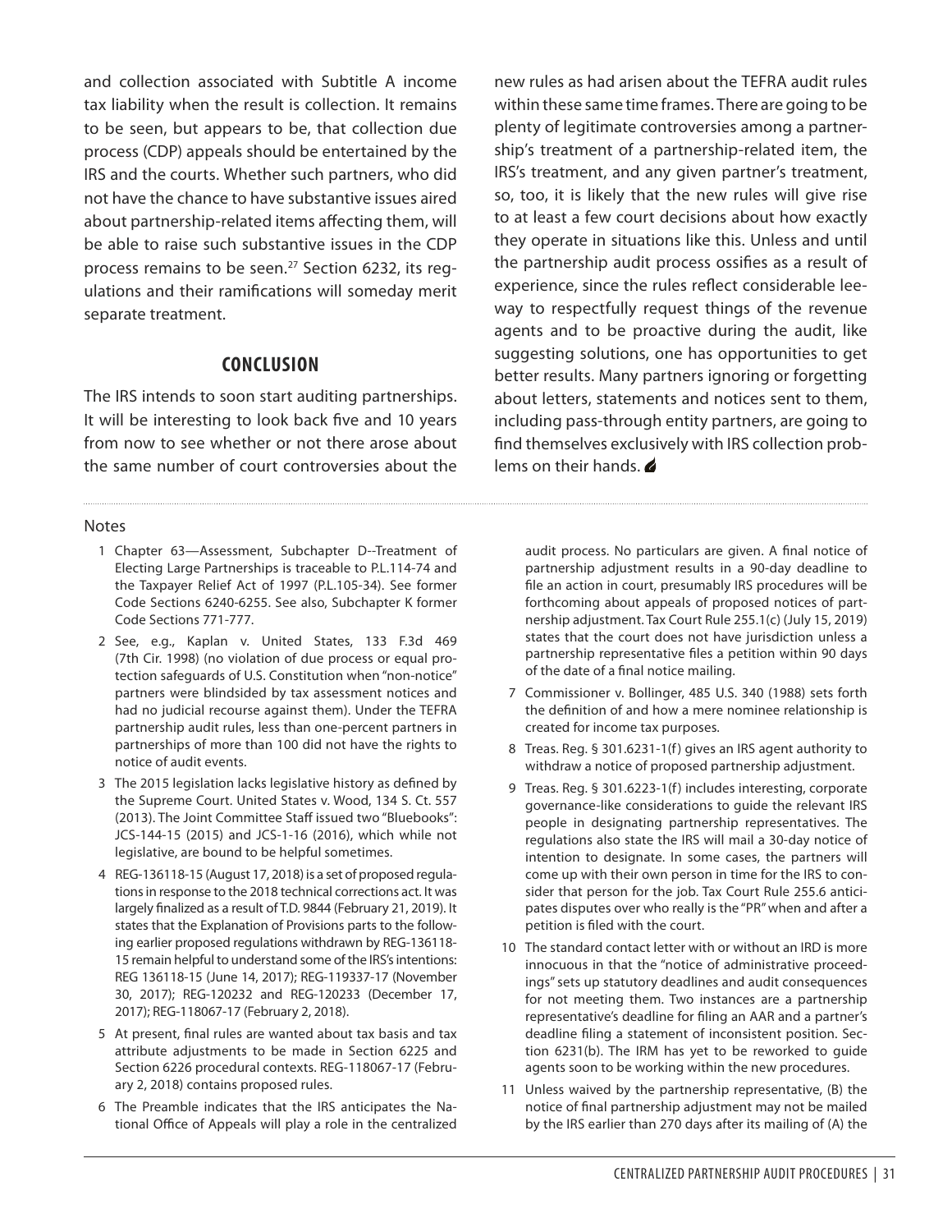and collection associated with Subtitle A income tax liability when the result is collection. It remains to be seen, but appears to be, that collection due process (CDP) appeals should be entertained by the IRS and the courts. Whether such partners, who did not have the chance to have substantive issues aired about partnership-related items affecting them, will be able to raise such substantive issues in the CDP process remains to be seen.[27] Section 6232, its regulations and their ramifications will someday merit separate treatment.

## CONCLUSION

The IRS intends to soon start auditing partnerships. It will be interesting to look back five and 10 years from now to see whether or not there arose about the same number of court controversies about the new rules as had arisen about the TEFRA audit rules within these same time frames. There are going to be plenty of legitimate controversies among a partnership's treatment of a partnership-related item, the IRS's treatment, and any given partner's treatment, so, too, it is likely that the new rules will give rise to at least a few court decisions about how exactly they operate in situations like this. Unless and until the partnership audit process ossifies as a result of experience, since the rules reflect considerable leeway to respectfully request things of the revenue agents and to be proactive during the audit, like suggesting solutions, one has opportunities to get better results. Many partners ignoring or forgetting about letters, statements and notices sent to them, including pass-through entity partners, are going to find themselves exclusively with IRS collection problems on their hands.

Notes

1 Chapter 63—Assessment, Subchapter D--Treatment of Electing Large Partnerships is traceable to P.L.114-74 and the Taxpayer Relief Act of 1997 (P.L.105-34). See former Code Sections 6240-6255. See also, Subchapter K former Code Sections 771-777.

2 See, e.g., Kaplan v. United States, 133 F.3d 469 (7th Cir. 1998) (no violation of due process or equal protection safeguards of U.S. Constitution when "non-notice" partners were blindsided by tax assessment notices and had no judicial recourse against them). Under the TEFRA partnership audit rules, less than one-percent partners in partnerships of more than 100 did not have the rights to notice of audit events.

3 The 2015 legislation lacks legislative history as defined by the Supreme Court. United States v. Wood, 134 S. Ct. 557 (2013). The Joint Committee Staff issued two "Bluebooks": JCS-144-15 (2015) and JCS-1-16 (2016), which while not legislative, are bound to be helpful sometimes.

4 REG-136118-15 (August 17, 2018) is a set of proposed regulations in response to the 2018 technical corrections act. It was largely finalized as a result of T.D. 9844 (February 21, 2019). It states that the Explanation of Provisions parts to the following earlier proposed regulations withdrawn by REG-136118-15 remain helpful to understand some of the IRS's intentions: REG 136118-15 (June 14, 2017); REG-119337-17 (November 30, 2017); REG-120232 and REG-120233 (December 17, 2017); REG-118067-17 (February 2, 2018).

5 At present, final rules are wanted about tax basis and tax attribute adjustments to be made in Section 6225 and Section 6226 procedural contexts. REG-118067-17 (February 2, 2018) contains proposed rules.

6 The Preamble indicates that the IRS anticipates the National Office of Appeals will play a role in the centralized audit process. No particulars are given. A final notice of partnership adjustment results in a 90-day deadline to file an action in court, presumably IRS procedures will be forthcoming about appeals of proposed notices of partnership adjustment. Tax Court Rule 255.1(c) (July 15, 2019) states that the court does not have jurisdiction unless a partnership representative files a petition within 90 days of the date of a final notice mailing.

7 Commissioner v. Bollinger, 485 U.S. 340 (1988) sets forth the definition of and how a mere nominee relationship is created for income tax purposes.

8 Treas. Reg. § 301.6231-1(f) gives an IRS agent authority to withdraw a notice of proposed partnership adjustment.

9 Treas. Reg. § 301.6223-1(f) includes interesting, corporate governance-like considerations to guide the relevant IRS people in designating partnership representatives. The regulations also state the IRS will mail a 30-day notice of intention to designate. In some cases, the partners will come up with their own person in time for the IRS to consider that person for the job. Tax Court Rule 255.6 anticipates disputes over who really is the "PR" when and after a petition is filed with the court.

10 The standard contact letter with or without an IRD is more innocuous in that the "notice of administrative proceedings" sets up statutory deadlines and audit consequences for not meeting them. Two instances are a partnership representative's deadline for filing an AAR and a partner's deadline filing a statement of inconsistent position. Section 6231(b). The IRM has yet to be reworked to guide agents soon to be working within the new procedures.

11 Unless waived by the partnership representative, (B) the notice of final partnership adjustment may not be mailed by the IRS earlier than 270 days after its mailing of (A) the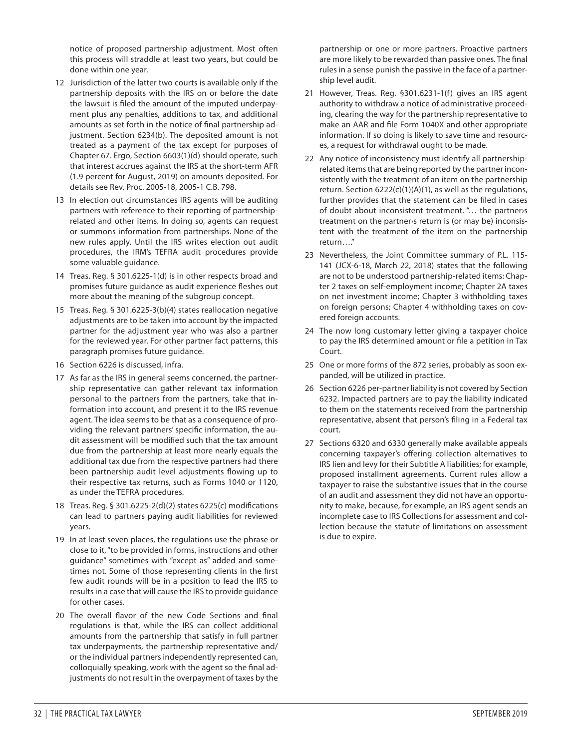notice of proposed partnership adjustment. Most often this process will straddle at least two years, but could be done within one year.

12 Jurisdiction of the latter two courts is available only if the partnership deposits with the IRS on or before the date the lawsuit is filed the amount of the imputed underpayment plus any penalties, additions to tax, and additional amounts as set forth in the notice of final partnership adjustment. Section 6234(b). The deposited amount is not treated as a payment of the tax except for purposes of Chapter 67. Ergo, Section 6603(1)(d) should operate, such that interest accrues against the IRS at the short-term AFR (1.9 percent for August, 2019) on amounts deposited. For details see Rev. Proc. 2005-18, 2005-1 C.B. 798.

13 In election out circumstances IRS agents will be auditing partners with reference to their reporting of partnership-related and other items. In doing so, agents can request or summons information from partnerships. None of the new rules apply. Until the IRS writes election out audit procedures, the IRM's TEFRA audit procedures provide some valuable guidance.

14 Treas. Reg. § 301.6225-1(d) is in other respects broad and promises future guidance as audit experience fleshes out more about the meaning of the subgroup concept.

15 Treas. Reg. § 301.6225-3(b)(4) states reallocation negative adjustments are to be taken into account by the impacted partner for the adjustment year who was also a partner for the reviewed year. For other partner fact patterns, this paragraph promises future guidance.

16 Section 6226 is discussed, infra.

17 As far as the IRS in general seems concerned, the partnership representative can gather relevant tax information personal to the partners from the partners, take that information into account, and present it to the IRS revenue agent. The idea seems to be that as a consequence of providing the relevant partners' specific information, the audit assessment will be modified such that the tax amount due from the partnership at least more nearly equals the additional tax due from the respective partners had there been partnership audit level adjustments flowing up to their respective tax returns, such as Forms 1040 or 1120, as under the TEFRA procedures.

18 Treas. Reg. § 301.6225-2(d)(2) states 6225(c) modifications can lead to partners paying audit liabilities for reviewed years.

19 In at least seven places, the regulations use the phrase or close to it, "to be provided in forms, instructions and other guidance" sometimes with "except as" added and sometimes not. Some of those representing clients in the first few audit rounds will be in a position to lead the IRS to results in a case that will cause the IRS to provide guidance for other cases.

20 The overall flavor of the new Code Sections and final regulations is that, while the IRS can collect additional amounts from the partnership that satisfy in full partner tax underpayments, the partnership representative and/or the individual partners independently represented can, colloquially speaking, work with the agent so the final adjustments do not result in the overpayment of taxes by the partnership or one or more partners. Proactive partners are more likely to be rewarded than passive ones. The final rules in a sense punish the passive in the face of a partnership level audit.

21 However, Treas. Reg. §301.6231-1(f) gives an IRS agent authority to withdraw a notice of administrative proceeding, clearing the way for the partnership representative to make an AAR and file Form 1040X and other appropriate information. If so doing is likely to save time and resources, a request for withdrawal ought to be made.

22 Any notice of inconsistency must identify all partnership-related items that are being reported by the partner inconsistently with the treatment of an item on the partnership return. Section 6222(c)(1)(A)(1), as well as the regulations, further provides that the statement can be filed in cases of doubt about inconsistent treatment. "… the partner›s treatment on the partner›s return is (or may be) inconsistent with the treatment of the item on the partnership return…."

23 Nevertheless, the Joint Committee summary of P.L. 115-141 (JCX-6-18, March 22, 2018) states that the following are not to be understood partnership-related items: Chapter 2 taxes on self-employment income; Chapter 2A taxes on net investment income; Chapter 3 withholding taxes on foreign persons; Chapter 4 withholding taxes on covered foreign accounts.

24 The now long customary letter giving a taxpayer choice to pay the IRS determined amount or file a petition in Tax Court.

25 One or more forms of the 872 series, probably as soon expanded, will be utilized in practice.

26 Section 6226 per-partner liability is not covered by Section 6232. Impacted partners are to pay the liability indicated to them on the statements received from the partnership representative, absent that person's filing in a Federal tax court.

27 Sections 6320 and 6330 generally make available appeals concerning taxpayer's offering collection alternatives to IRS lien and levy for their Subtitle A liabilities; for example, proposed installment agreements. Current rules allow a taxpayer to raise the substantive issues that in the course of an audit and assessment they did not have an opportunity to make, because, for example, an IRS agent sends an incomplete case to IRS Collections for assessment and collection because the statute of limitations on assessment is due to expire.